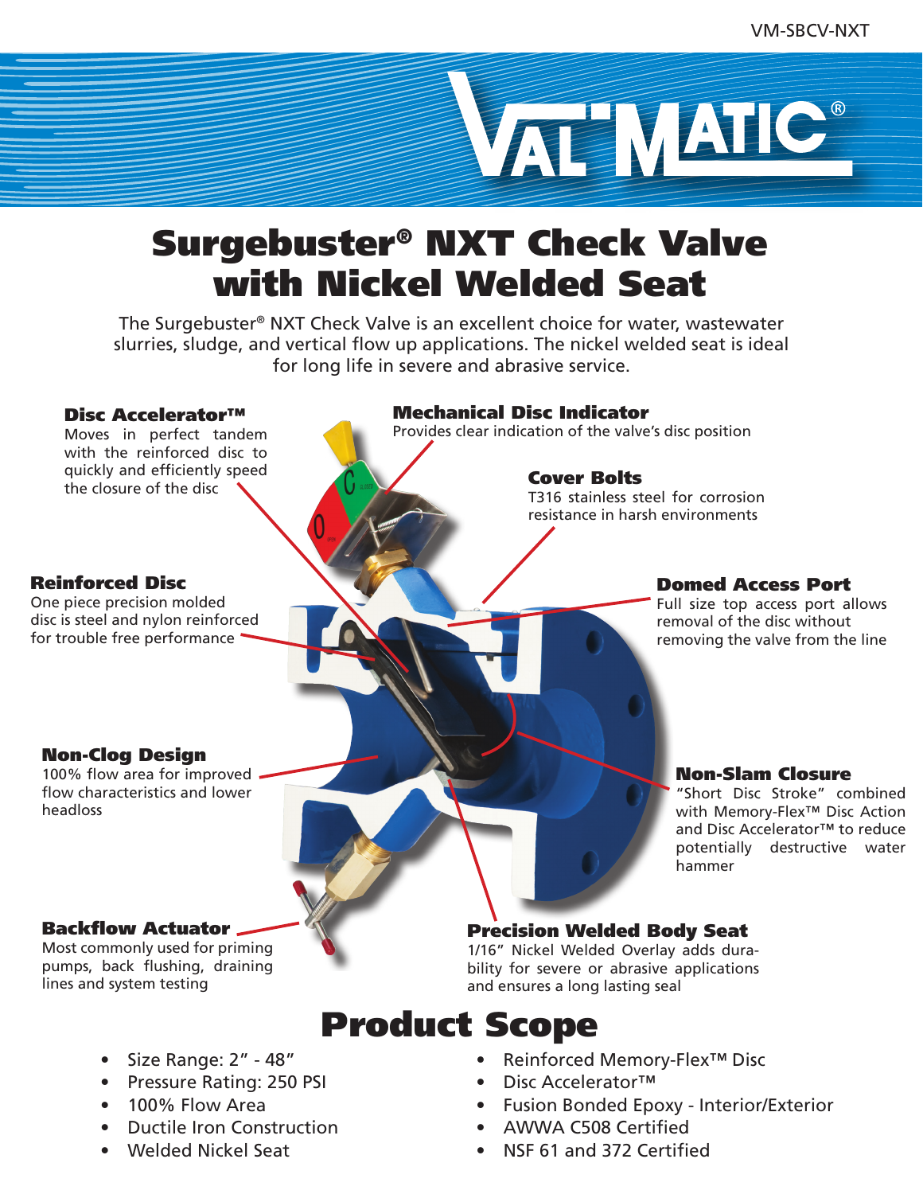VM-SBCV-NXT

# Surgebuster® NXT Check Valve with Nickel Welded Seat

The Surgebuster® NXT Check Valve is an excellent choice for water, wastewater slurries, sludge, and vertical flow up applications. The nickel welded seat is ideal for long life in severe and abrasive service.

### Disc Accelerator™

Moves in perfect tandem with the reinforced disc to quickly and efficiently speed the closure of the disc

### Mechanical Disc Indicator

Provides clear indication of the valve's disc position

### Cover Bolts

T316 stainless steel for corrosion resistance in harsh environments

### Reinforced Disc

One piece precision molded disc is steel and nylon reinforced for trouble free performance

### Domed Access Port

Full size top access port allows removal of the disc without removing the valve from the line

### Non-Clog Design

100% flow area for improved flow characteristics and lower headloss

### Non-Slam Closure

"Short Disc Stroke" combined with Memory-Flex™ Disc Action and Disc Accelerator™ to reduce potentially destructive water hammer

### Backflow Actuator

Most commonly used for priming pumps, back flushing, draining lines and system testing

### Precision Welded Body Seat

1/16" Nickel Welded Overlay adds durability for severe or abrasive applications and ensures a long lasting seal

## Product Scope

- Size Range: 2" - 48"
- Pressure Rating: 250 PSI
- 100% Flow Area
- Ductile Iron Construction
- Welded Nickel Seat
- Reinforced Memory-Flex™ Disc
- Disc Accelerator™
- Fusion Bonded Epoxy - Interior/Exterior
- AWWA C508 Certified
- NSF 61 and 372 Certified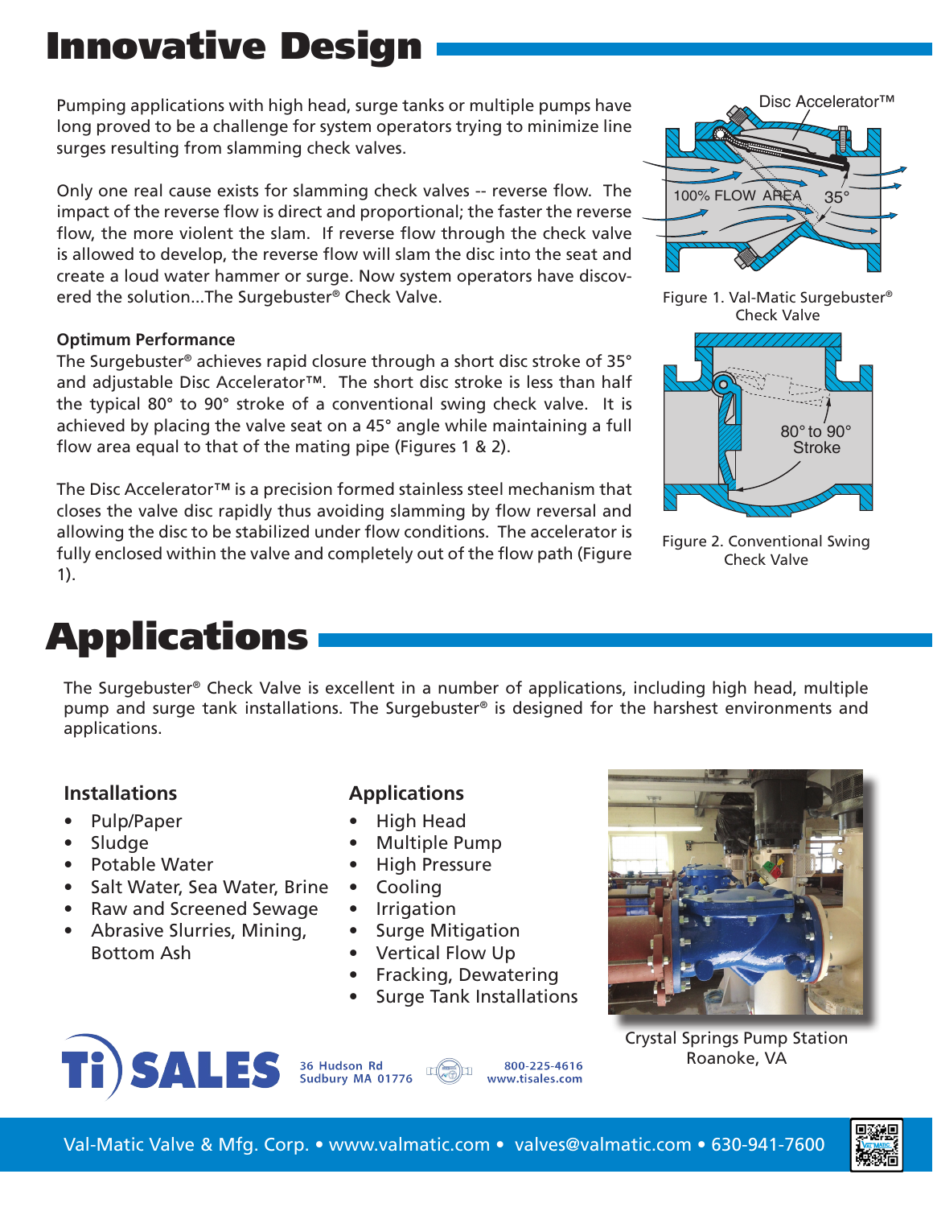# Innovative Design

Pumping applications with high head, surge tanks or multiple pumps have long proved to be a challenge for system operators trying to minimize line surges resulting from slamming check valves.

Only one real cause exists for slamming check valves -- reverse flow. The impact of the reverse flow is direct and proportional; the faster the reverse flow, the more violent the slam. If reverse flow through the check valve is allowed to develop, the reverse flow will slam the disc into the seat and create a loud water hammer or surge. Now system operators have discovered the solution...The Surgebuster® Check Valve.

**Optimum Performance**

The Surgebuster® achieves rapid closure through a short disc stroke of 35° and adjustable Disc Accelerator™. The short disc stroke is less than half the typical 80° to 90° stroke of a conventional swing check valve. It is achieved by placing the valve seat on a 45° angle while maintaining a full flow area equal to that of the mating pipe (Figures 1 & 2).

The Disc Accelerator™ is a precision formed stainless steel mechanism that closes the valve disc rapidly thus avoiding slamming by flow reversal and allowing the disc to be stabilized under flow conditions. The accelerator is fully enclosed within the valve and completely out of the flow path (Figure 1).

Disc Accelerator™

100% FLOW AREA

35°

Figure 1. Val-Matic Surgebuster® Check Valve

80° to 90° Stroke

Figure 2. Conventional Swing Check Valve

# Applications

The Surgebuster® Check Valve is excellent in a number of applications, including high head, multiple pump and surge tank installations. The Surgebuster® is designed for the harshest environments and applications.

### Installations

- Pulp/Paper
- Sludge
- Potable Water
- Salt Water, Sea Water, Brine
- Raw and Screened Sewage
- Abrasive Slurries, Mining, Bottom Ash

### Applications

- High Head
- Multiple Pump
- High Pressure
- Cooling
- Irrigation
- Surge Mitigation
- Vertical Flow Up
- Fracking, Dewatering
- Surge Tank Installations

Crystal Springs Pump Station
Roanoke, VA

Ti SALES
36 Hudson Rd
Sudbury MA 01776
800-225-4616
www.tisales.com

Val-Matic Valve & Mfg. Corp. • www.valmatic.com • valves@valmatic.com • 630-941-7600